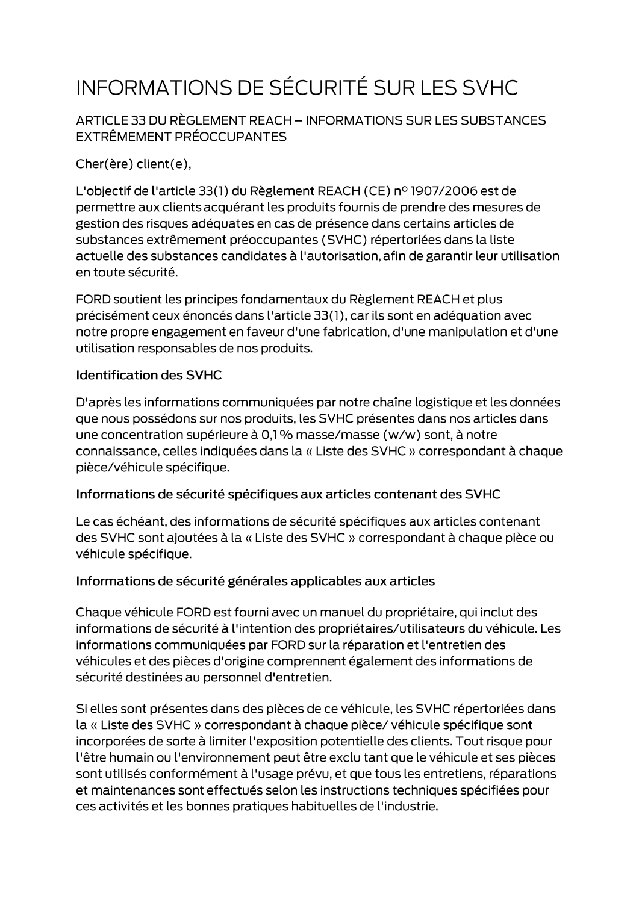# INFORMATIONS DE SÉCURITÉ SUR LES SVHC

## ARTICLE 33 DU RÈGLEMENT REACH – INFORMATIONS SUR LES SUBSTANCES EXTRÊMEMENT PRÉOCCUPANTES

Cher(ère) client(e),

L'objectif de l'article 33(1) du Règlement REACH (CE) nº 1907/2006 est de permettre aux clients acquérant les produits fournis de prendre des mesures de gestion des risques adéquates en cas de présence dans certains articles de substances extrêmement préoccupantes (SVHC) répertoriées dans la liste actuelle des substances candidates à l'autorisation, afin de garantir leur utilisation en toute sécurité.

FORD soutient les principes fondamentaux du Règlement REACH et plus précisément ceux énoncés dans l'article 33(1), car ils sont en adéquation avec notre propre engagement en faveur d'une fabrication, d'une manipulation et d'une utilisation responsables de nos produits.

### Identification des SVHC

D'après les informations communiquées par notre chaîne logistique et les données que nous possédons sur nos produits, les SVHC présentes dans nos articles dans une concentration supérieure à 0,1 % masse/masse (w/w) sont, à notre connaissance, celles indiquées dans la « Liste des SVHC » correspondant à chaque pièce/véhicule spécifique.

### Informations de sécurité spécifiques aux articles contenant des SVHC

Le cas échéant, des informations de sécurité spécifiques aux articles contenant des SVHC sont ajoutées à la « Liste des SVHC » correspondant à chaque pièce ou véhicule spécifique.

### Informations de sécurité générales applicables aux articles

Chaque véhicule FORD est fourni avec un manuel du propriétaire, qui inclut des informations de sécurité à l'intention des propriétaires/utilisateurs du véhicule. Les informations communiquées par FORD sur la réparation et l'entretien des véhicules et des pièces d'origine comprennent également des informations de sécurité destinées au personnel d'entretien.

Si elles sont présentes dans des pièces de ce véhicule, les SVHC répertoriées dans la « Liste des SVHC » correspondant à chaque pièce/ véhicule spécifique sont incorporées de sorte à limiter l'exposition potentielle des clients. Tout risque pour l'être humain ou l'environnement peut être exclu tant que le véhicule et ses pièces sont utilisés conformément à l'usage prévu, et que tous les entretiens, réparations et maintenances sont effectués selon les instructions techniques spécifiées pour ces activités et les bonnes pratiques habituelles de l'industrie.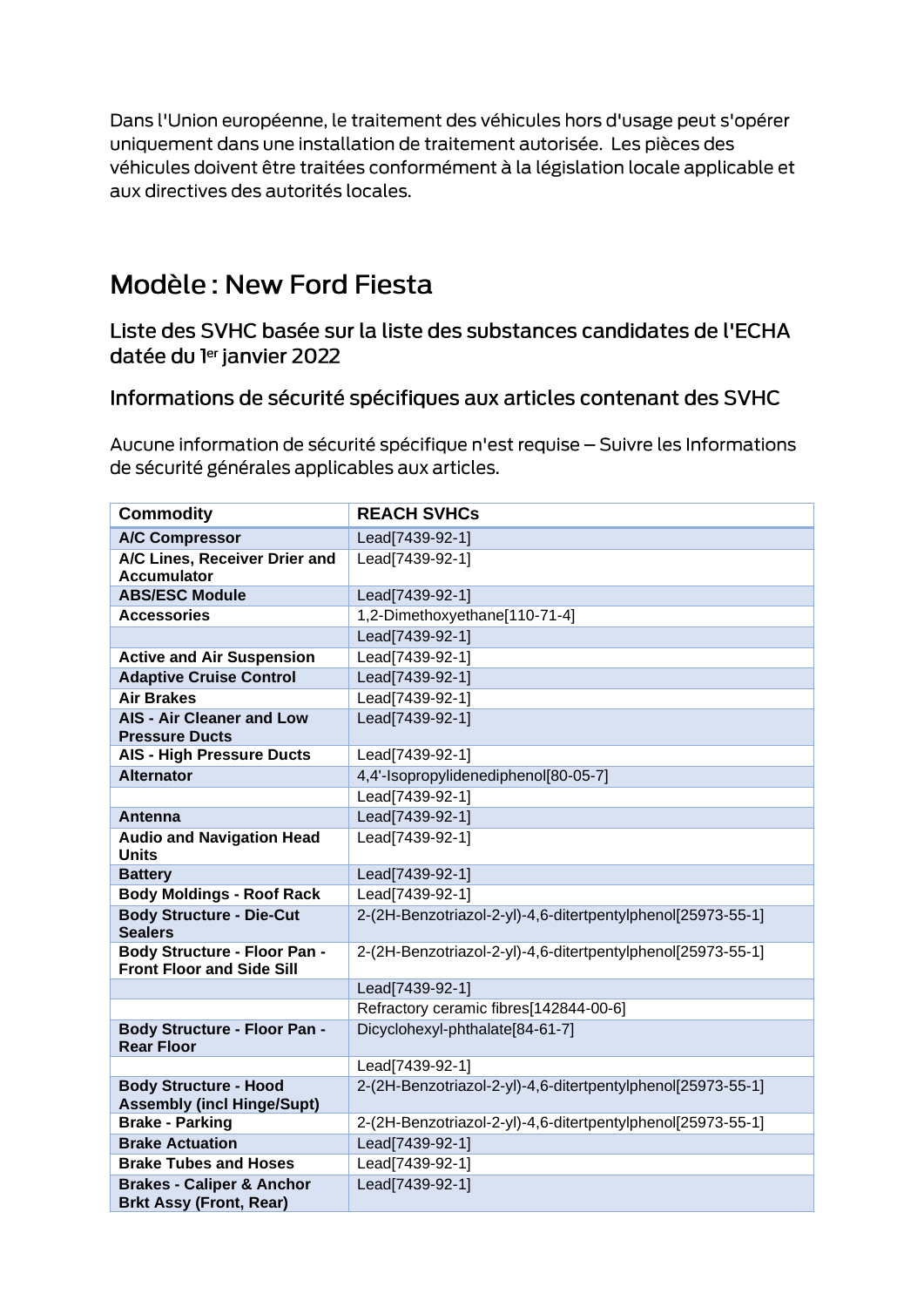Dans l'Union européenne, le traitement des véhicules hors d'usage peut s'opérer uniquement dans une installation de traitement autorisée. Les pièces des véhicules doivent être traitées conformément à la législation locale applicable et aux directives des autorités locales.

# Modèle : New Ford Fiesta

## Liste des SVHC basée sur la liste des substances candidates de l'ECHA datée du 1er janvier 2022

## Informations de sécurité spécifiques aux articles contenant des SVHC

Aucune information de sécurité spécifique n'est requise – Suivre les Informations de sécurité générales applicables aux articles.

| Commodity | REACH SVHCs |
|---|---|
| **A/C Compressor** | Lead[7439-92-1] |
| **A/C Lines, Receiver Drier and Accumulator** | Lead[7439-92-1] |
| **ABS/ESC Module** | Lead[7439-92-1] |
| **Accessories** | 1,2-Dimethoxyethane[110-71-4] |
| | Lead[7439-92-1] |
| **Active and Air Suspension** | Lead[7439-92-1] |
| **Adaptive Cruise Control** | Lead[7439-92-1] |
| **Air Brakes** | Lead[7439-92-1] |
| **AIS - Air Cleaner and Low Pressure Ducts** | Lead[7439-92-1] |
| **AIS - High Pressure Ducts** | Lead[7439-92-1] |
| **Alternator** | 4,4'-Isopropylidenediphenol[80-05-7] |
| | Lead[7439-92-1] |
| **Antenna** | Lead[7439-92-1] |
| **Audio and Navigation Head Units** | Lead[7439-92-1] |
| **Battery** | Lead[7439-92-1] |
| **Body Moldings - Roof Rack** | Lead[7439-92-1] |
| **Body Structure - Die-Cut Sealers** | 2-(2H-Benzotriazol-2-yl)-4,6-ditertpentylphenol[25973-55-1] |
| **Body Structure - Floor Pan - Front Floor and Side Sill** | 2-(2H-Benzotriazol-2-yl)-4,6-ditertpentylphenol[25973-55-1] |
| | Lead[7439-92-1] |
| | Refractory ceramic fibres[142844-00-6] |
| **Body Structure - Floor Pan - Rear Floor** | Dicyclohexyl-phthalate[84-61-7] |
| | Lead[7439-92-1] |
| **Body Structure - Hood Assembly (incl Hinge/Supt)** | 2-(2H-Benzotriazol-2-yl)-4,6-ditertpentylphenol[25973-55-1] |
| **Brake - Parking** | 2-(2H-Benzotriazol-2-yl)-4,6-ditertpentylphenol[25973-55-1] |
| **Brake Actuation** | Lead[7439-92-1] |
| **Brake Tubes and Hoses** | Lead[7439-92-1] |
| **Brakes - Caliper & Anchor Brkt Assy (Front, Rear)** | Lead[7439-92-1] |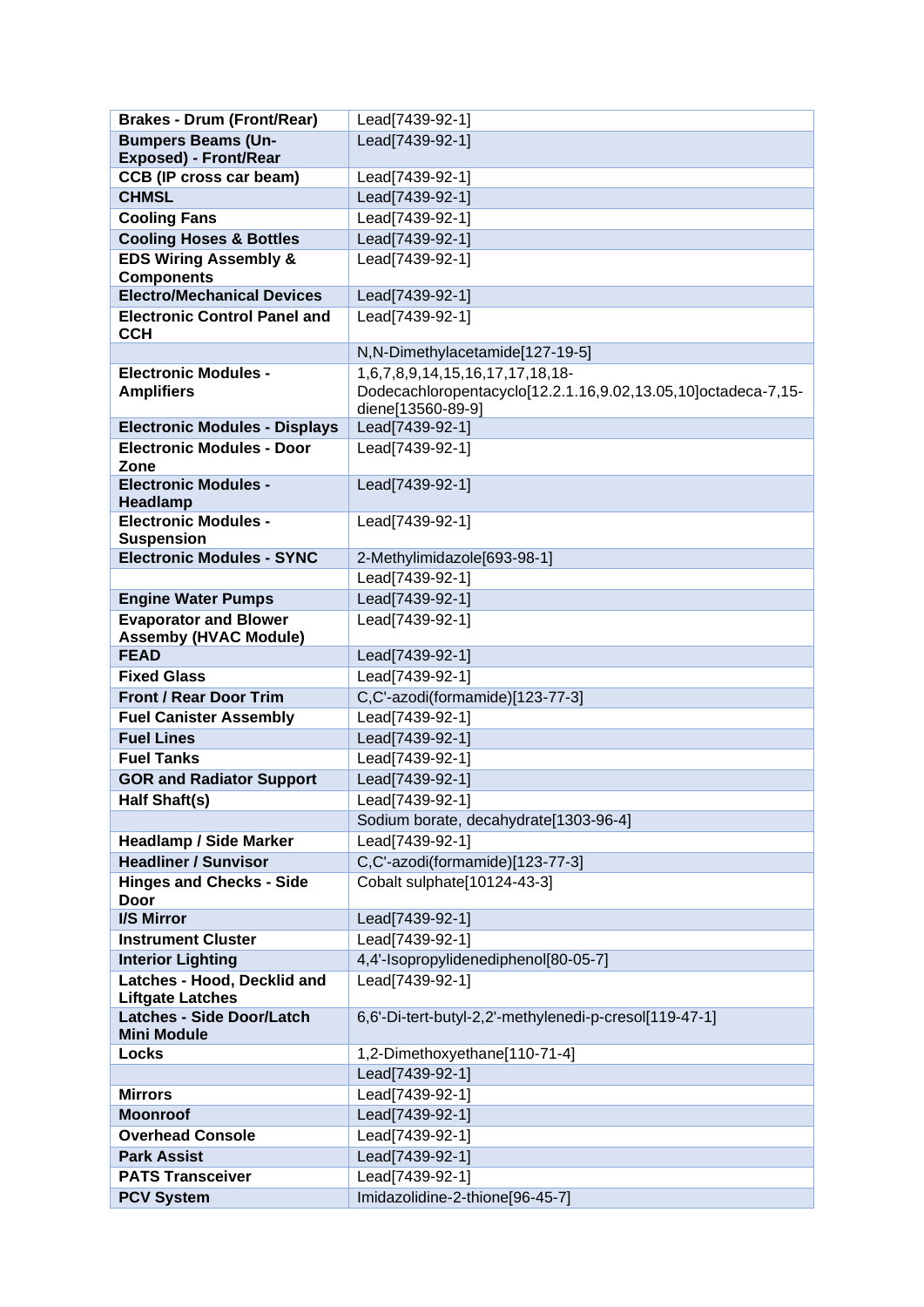| **Brakes - Drum (Front/Rear)** | Lead[7439-92-1] |
|---|---|
| **Bumpers Beams (Un-Exposed) - Front/Rear** | Lead[7439-92-1] |
| **CCB (IP cross car beam)** | Lead[7439-92-1] |
| **CHMSL** | Lead[7439-92-1] |
| **Cooling Fans** | Lead[7439-92-1] |
| **Cooling Hoses & Bottles** | Lead[7439-92-1] |
| **EDS Wiring Assembly & Components** | Lead[7439-92-1] |
| **Electro/Mechanical Devices** | Lead[7439-92-1] |
| **Electronic Control Panel and CCH** | Lead[7439-92-1] |
| | N,N-Dimethylacetamide[127-19-5] |
| **Electronic Modules - Amplifiers** | 1,6,7,8,9,14,15,16,17,17,18,18-Dodecachloropentacyclo[12.2.1.16,9.02,13.05,10]octadeca-7,15-diene[13560-89-9] |
| **Electronic Modules - Displays** | Lead[7439-92-1] |
| **Electronic Modules - Door Zone** | Lead[7439-92-1] |
| **Electronic Modules - Headlamp** | Lead[7439-92-1] |
| **Electronic Modules - Suspension** | Lead[7439-92-1] |
| **Electronic Modules - SYNC** | 2-Methylimidazole[693-98-1] |
| | Lead[7439-92-1] |
| **Engine Water Pumps** | Lead[7439-92-1] |
| **Evaporator and Blower Assemby (HVAC Module)** | Lead[7439-92-1] |
| **FEAD** | Lead[7439-92-1] |
| **Fixed Glass** | Lead[7439-92-1] |
| **Front / Rear Door Trim** | C,C'-azodi(formamide)[123-77-3] |
| **Fuel Canister Assembly** | Lead[7439-92-1] |
| **Fuel Lines** | Lead[7439-92-1] |
| **Fuel Tanks** | Lead[7439-92-1] |
| **GOR and Radiator Support** | Lead[7439-92-1] |
| **Half Shaft(s)** | Lead[7439-92-1] |
| | Sodium borate, decahydrate[1303-96-4] |
| **Headlamp / Side Marker** | Lead[7439-92-1] |
| **Headliner / Sunvisor** | C,C'-azodi(formamide)[123-77-3] |
| **Hinges and Checks - Side Door** | Cobalt sulphate[10124-43-3] |
| **I/S Mirror** | Lead[7439-92-1] |
| **Instrument Cluster** | Lead[7439-92-1] |
| **Interior Lighting** | 4,4'-Isopropylidenediphenol[80-05-7] |
| **Latches - Hood, Decklid and Liftgate Latches** | Lead[7439-92-1] |
| **Latches - Side Door/Latch Mini Module** | 6,6'-Di-tert-butyl-2,2'-methylenedi-p-cresol[119-47-1] |
| **Locks** | 1,2-Dimethoxyethane[110-71-4] |
| | Lead[7439-92-1] |
| **Mirrors** | Lead[7439-92-1] |
| **Moonroof** | Lead[7439-92-1] |
| **Overhead Console** | Lead[7439-92-1] |
| **Park Assist** | Lead[7439-92-1] |
| **PATS Transceiver** | Lead[7439-92-1] |
| **PCV System** | Imidazolidine-2-thione[96-45-7] |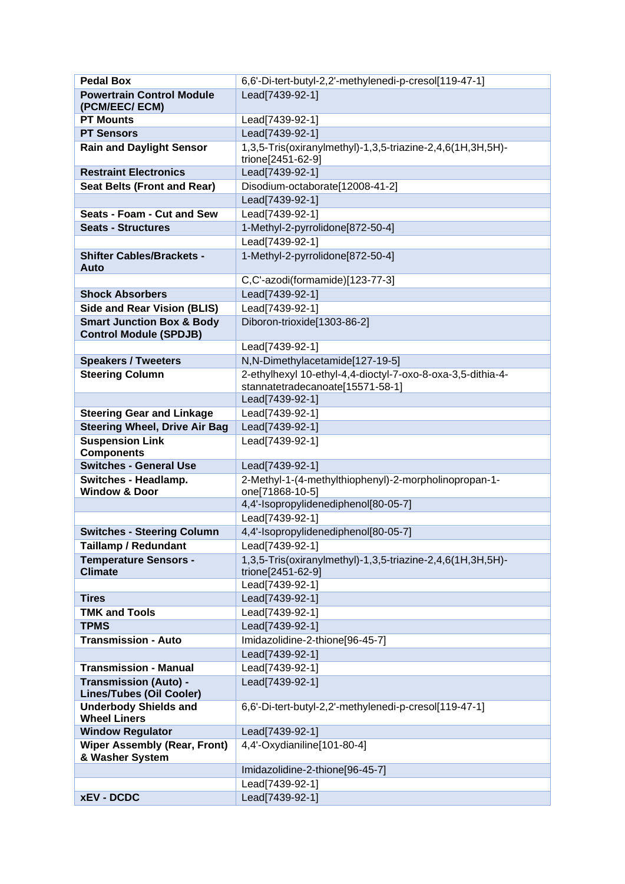| **Pedal Box** | 6,6'-Di-tert-butyl-2,2'-methylenedi-p-cresol[119-47-1] |
|---|---|
| **Powertrain Control Module (PCM/EEC/ ECM)** | Lead[7439-92-1] |
| **PT Mounts** | Lead[7439-92-1] |
| **PT Sensors** | Lead[7439-92-1] |
| **Rain and Daylight Sensor** | 1,3,5-Tris(oxiranylmethyl)-1,3,5-triazine-2,4,6(1H,3H,5H)-trione[2451-62-9] |
| **Restraint Electronics** | Lead[7439-92-1] |
| **Seat Belts (Front and Rear)** | Disodium-octaborate[12008-41-2] |
| | Lead[7439-92-1] |
| **Seats - Foam - Cut and Sew** | Lead[7439-92-1] |
| **Seats - Structures** | 1-Methyl-2-pyrrolidone[872-50-4] |
| | Lead[7439-92-1] |
| **Shifter Cables/Brackets - Auto** | 1-Methyl-2-pyrrolidone[872-50-4] |
| | C,C'-azodi(formamide)[123-77-3] |
| **Shock Absorbers** | Lead[7439-92-1] |
| **Side and Rear Vision (BLIS)** | Lead[7439-92-1] |
| **Smart Junction Box & Body Control Module (SPDJB)** | Diboron-trioxide[1303-86-2] |
| | Lead[7439-92-1] |
| **Speakers / Tweeters** | N,N-Dimethylacetamide[127-19-5] |
| **Steering Column** | 2-ethylhexyl 10-ethyl-4,4-dioctyl-7-oxo-8-oxa-3,5-dithia-4-stannatetradecanoate[15571-58-1] |
| | Lead[7439-92-1] |
| **Steering Gear and Linkage** | Lead[7439-92-1] |
| **Steering Wheel, Drive Air Bag** | Lead[7439-92-1] |
| **Suspension Link Components** | Lead[7439-92-1] |
| **Switches - General Use** | Lead[7439-92-1] |
| **Switches - Headlamp. Window & Door** | 2-Methyl-1-(4-methylthiophenyl)-2-morpholinopropan-1-one[71868-10-5] |
| | 4,4'-Isopropylidenediphenol[80-05-7] |
| | Lead[7439-92-1] |
| **Switches - Steering Column** | 4,4'-Isopropylidenediphenol[80-05-7] |
| **Taillamp / Redundant** | Lead[7439-92-1] |
| **Temperature Sensors - Climate** | 1,3,5-Tris(oxiranylmethyl)-1,3,5-triazine-2,4,6(1H,3H,5H)-trione[2451-62-9] |
| | Lead[7439-92-1] |
| **Tires** | Lead[7439-92-1] |
| **TMK and Tools** | Lead[7439-92-1] |
| **TPMS** | Lead[7439-92-1] |
| **Transmission - Auto** | Imidazolidine-2-thione[96-45-7] |
| | Lead[7439-92-1] |
| **Transmission - Manual** | Lead[7439-92-1] |
| **Transmission (Auto) - Lines/Tubes (Oil Cooler)** | Lead[7439-92-1] |
| **Underbody Shields and Wheel Liners** | 6,6'-Di-tert-butyl-2,2'-methylenedi-p-cresol[119-47-1] |
| **Window Regulator** | Lead[7439-92-1] |
| **Wiper Assembly (Rear, Front) & Washer System** | 4,4'-Oxydianiline[101-80-4] |
| | Imidazolidine-2-thione[96-45-7] |
| | Lead[7439-92-1] |
| **xEV - DCDC** | Lead[7439-92-1] |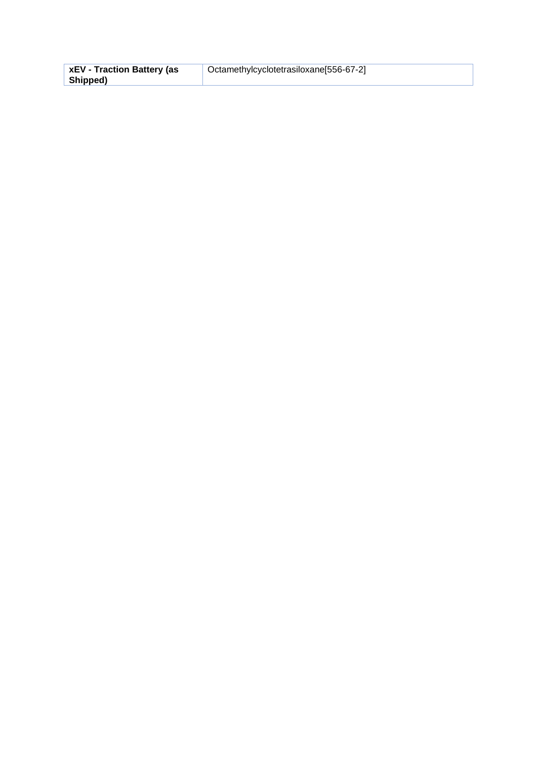| | |
|---|---|
| **xEV - Traction Battery (as Shipped)** | Octamethylcyclotetrasiloxane[556-67-2] |